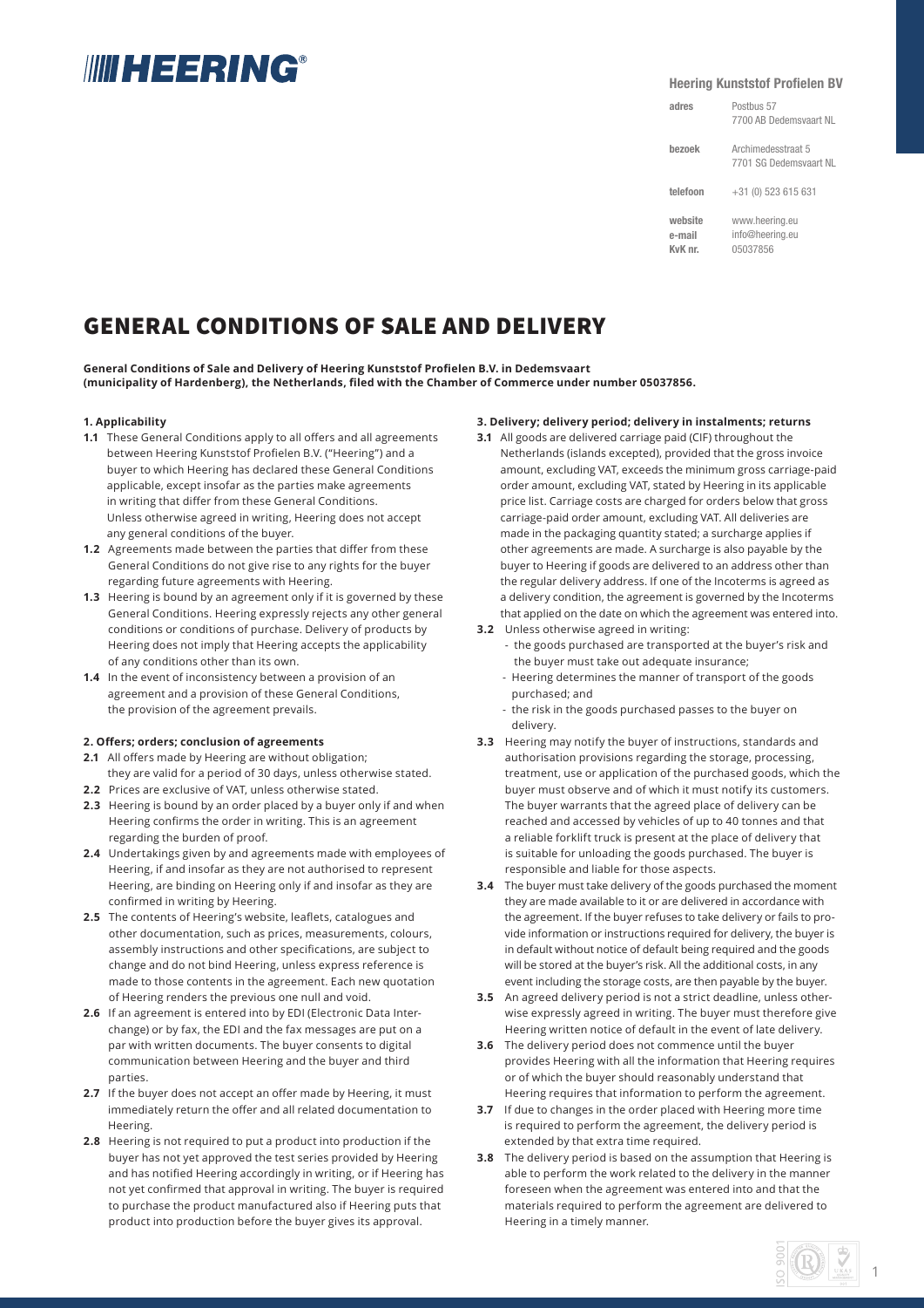# HEERING

**Heering Kunststof Profielen BV**

| | |
|---|---|
| adres | Postbus 57<br>7700 AB Dedemsvaart NL |
| bezoek | Archimedesstraat 5<br>7701 SG Dedemsvaart NL |
| telefoon | +31 (0) 523 615 631 |
| website | www.heering.eu |
| e-mail | info@heering.eu |
| KvK nr. | 05037856 |

# GENERAL CONDITIONS OF SALE AND DELIVERY

**General Conditions of Sale and Delivery of Heering Kunststof Profielen B.V. in Dedemsvaart (municipality of Hardenberg), the Netherlands, filed with the Chamber of Commerce under number 05037856.**

### 1. Applicability

**1.1** These General Conditions apply to all offers and all agreements between Heering Kunststof Profielen B.V. ("Heering") and a buyer to which Heering has declared these General Conditions applicable, except insofar as the parties make agreements in writing that differ from these General Conditions. Unless otherwise agreed in writing, Heering does not accept any general conditions of the buyer.

**1.2** Agreements made between the parties that differ from these General Conditions do not give rise to any rights for the buyer regarding future agreements with Heering.

**1.3** Heering is bound by an agreement only if it is governed by these General Conditions. Heering expressly rejects any other general conditions or conditions of purchase. Delivery of products by Heering does not imply that Heering accepts the applicability of any conditions other than its own.

**1.4** In the event of inconsistency between a provision of an agreement and a provision of these General Conditions, the provision of the agreement prevails.

### 2. Offers; orders; conclusion of agreements

**2.1** All offers made by Heering are without obligation; they are valid for a period of 30 days, unless otherwise stated.

**2.2** Prices are exclusive of VAT, unless otherwise stated.

**2.3** Heering is bound by an order placed by a buyer only if and when Heering confirms the order in writing. This is an agreement regarding the burden of proof.

**2.4** Undertakings given by and agreements made with employees of Heering, if and insofar as they are not authorised to represent Heering, are binding on Heering only if and insofar as they are confirmed in writing by Heering.

**2.5** The contents of Heering's website, leaflets, catalogues and other documentation, such as prices, measurements, colours, assembly instructions and other specifications, are subject to change and do not bind Heering, unless express reference is made to those contents in the agreement. Each new quotation of Heering renders the previous one null and void.

**2.6** If an agreement is entered into by EDI (Electronic Data Interchange) or by fax, the EDI and the fax messages are put on a par with written documents. The buyer consents to digital communication between Heering and the buyer and third parties.

**2.7** If the buyer does not accept an offer made by Heering, it must immediately return the offer and all related documentation to Heering.

**2.8** Heering is not required to put a product into production if the buyer has not yet approved the test series provided by Heering and has notified Heering accordingly in writing, or if Heering has not yet confirmed that approval in writing. The buyer is required to purchase the product manufactured also if Heering puts that product into production before the buyer gives its approval.

### 3. Delivery; delivery period; delivery in instalments; returns

**3.1** All goods are delivered carriage paid (CIF) throughout the Netherlands (islands excepted), provided that the gross invoice amount, excluding VAT, exceeds the minimum gross carriage-paid order amount, excluding VAT, stated by Heering in its applicable price list. Carriage costs are charged for orders below that gross carriage-paid order amount, excluding VAT. All deliveries are made in the packaging quantity stated; a surcharge applies if other agreements are made. A surcharge is also payable by the buyer to Heering if goods are delivered to an address other than the regular delivery address. If one of the Incoterms is agreed as a delivery condition, the agreement is governed by the Incoterms that applied on the date on which the agreement was entered into.

**3.2** Unless otherwise agreed in writing:

- the goods purchased are transported at the buyer's risk and the buyer must take out adequate insurance;
- Heering determines the manner of transport of the goods purchased; and
- the risk in the goods purchased passes to the buyer on delivery.

**3.3** Heering may notify the buyer of instructions, standards and authorisation provisions regarding the storage, processing, treatment, use or application of the purchased goods, which the buyer must observe and of which it must notify its customers. The buyer warrants that the agreed place of delivery can be reached and accessed by vehicles of up to 40 tonnes and that a reliable forklift truck is present at the place of delivery that is suitable for unloading the goods purchased. The buyer is responsible and liable for those aspects.

**3.4** The buyer must take delivery of the goods purchased the moment they are made available to it or are delivered in accordance with the agreement. If the buyer refuses to take delivery or fails to provide information or instructions required for delivery, the buyer is in default without notice of default being required and the goods will be stored at the buyer's risk. All the additional costs, in any event including the storage costs, are then payable by the buyer.

**3.5** An agreed delivery period is not a strict deadline, unless otherwise expressly agreed in writing. The buyer must therefore give Heering written notice of default in the event of late delivery.

**3.6** The delivery period does not commence until the buyer provides Heering with all the information that Heering requires or of which the buyer should reasonably understand that Heering requires that information to perform the agreement.

**3.7** If due to changes in the order placed with Heering more time is required to perform the agreement, the delivery period is extended by that extra time required.

**3.8** The delivery period is based on the assumption that Heering is able to perform the work related to the delivery in the manner foreseen when the agreement was entered into and that the materials required to perform the agreement are delivered to Heering in a timely manner.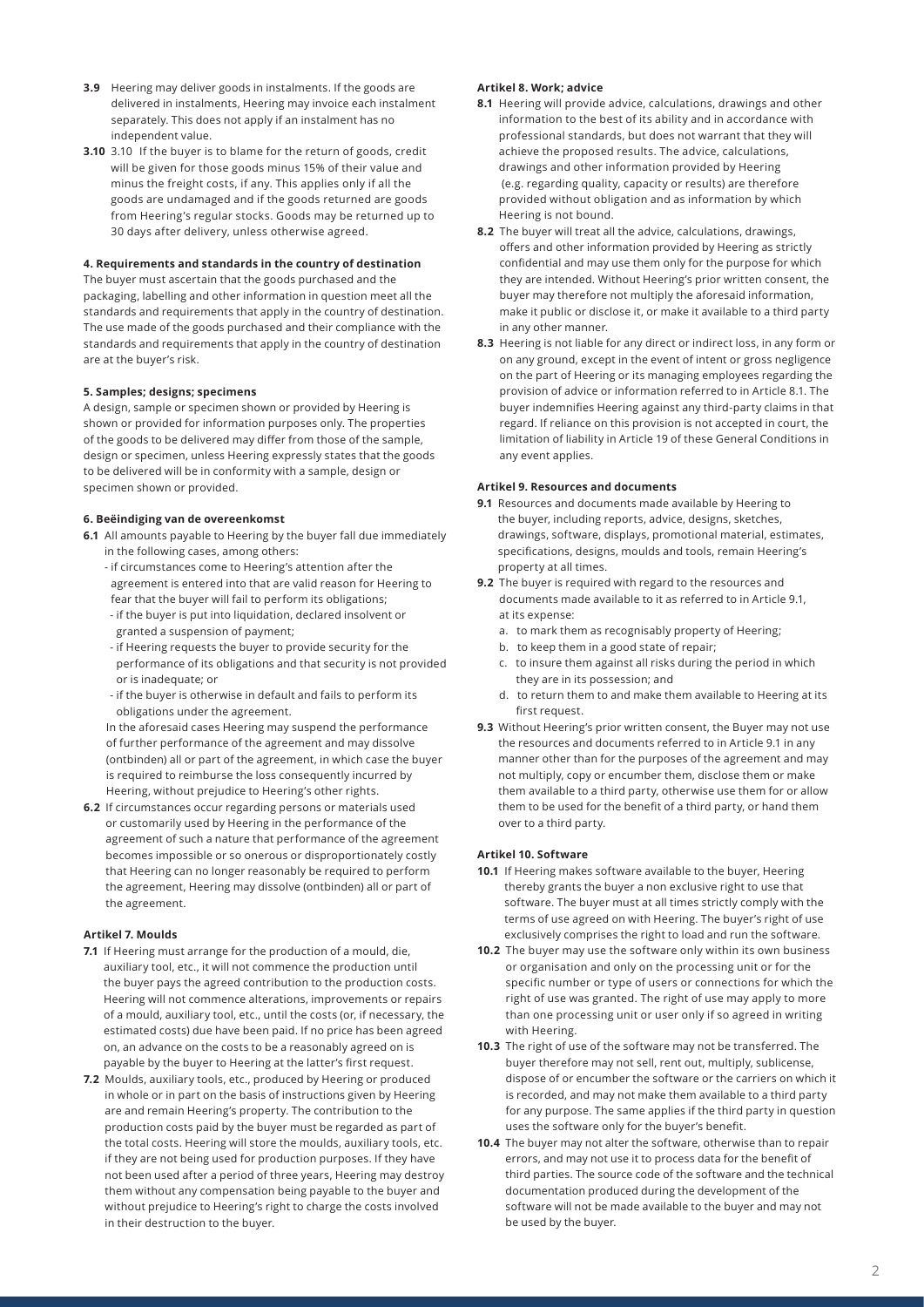**3.9** Heering may deliver goods in instalments. If the goods are delivered in instalments, Heering may invoice each instalment separately. This does not apply if an instalment has no independent value.

**3.10** 3.10 If the buyer is to blame for the return of goods, credit will be given for those goods minus 15% of their value and minus the freight costs, if any. This applies only if all the goods are undamaged and if the goods returned are goods from Heering's regular stocks. Goods may be returned up to 30 days after delivery, unless otherwise agreed.

#### 4. Requirements and standards in the country of destination

The buyer must ascertain that the goods purchased and the packaging, labelling and other information in question meet all the standards and requirements that apply in the country of destination. The use made of the goods purchased and their compliance with the standards and requirements that apply in the country of destination are at the buyer's risk.

#### 5. Samples; designs; specimens

A design, sample or specimen shown or provided by Heering is shown or provided for information purposes only. The properties of the goods to be delivered may differ from those of the sample, design or specimen, unless Heering expressly states that the goods to be delivered will be in conformity with a sample, design or specimen shown or provided.

#### 6. Beëindiging van de overeenkomst

**6.1** All amounts payable to Heering by the buyer fall due immediately in the following cases, among others:
- if circumstances come to Heering's attention after the agreement is entered into that are valid reason for Heering to fear that the buyer will fail to perform its obligations;
- if the buyer is put into liquidation, declared insolvent or granted a suspension of payment;
- if Heering requests the buyer to provide security for the performance of its obligations and that security is not provided or is inadequate; or
- if the buyer is otherwise in default and fails to perform its obligations under the agreement.

In the aforesaid cases Heering may suspend the performance of further performance of the agreement and may dissolve (ontbinden) all or part of the agreement, in which case the buyer is required to reimburse the loss consequently incurred by Heering, without prejudice to Heering's other rights.

**6.2** If circumstances occur regarding persons or materials used or customarily used by Heering in the performance of the agreement of such a nature that performance of the agreement becomes impossible or so onerous or disproportionately costly that Heering can no longer reasonably be required to perform the agreement, Heering may dissolve (ontbinden) all or part of the agreement.

#### Artikel 7. Moulds

**7.1** If Heering must arrange for the production of a mould, die, auxiliary tool, etc., it will not commence the production until the buyer pays the agreed contribution to the production costs. Heering will not commence alterations, improvements or repairs of a mould, auxiliary tool, etc., until the costs (or, if necessary, the estimated costs) due have been paid. If no price has been agreed on, an advance on the costs to be a reasonably agreed on is payable by the buyer to Heering at the latter's first request.

**7.2** Moulds, auxiliary tools, etc., produced by Heering or produced in whole or in part on the basis of instructions given by Heering are and remain Heering's property. The contribution to the production costs paid by the buyer must be regarded as part of the total costs. Heering will store the moulds, auxiliary tools, etc. if they are not being used for production purposes. If they have not been used after a period of three years, Heering may destroy them without any compensation being payable to the buyer and without prejudice to Heering's right to charge the costs involved in their destruction to the buyer.

#### Artikel 8. Work; advice

**8.1** Heering will provide advice, calculations, drawings and other information to the best of its ability and in accordance with professional standards, but does not warrant that they will achieve the proposed results. The advice, calculations, drawings and other information provided by Heering (e.g. regarding quality, capacity or results) are therefore provided without obligation and as information by which Heering is not bound.

**8.2** The buyer will treat all the advice, calculations, drawings, offers and other information provided by Heering as strictly confidential and may use them only for the purpose for which they are intended. Without Heering's prior written consent, the buyer may therefore not multiply the aforesaid information, make it public or disclose it, or make it available to a third party in any other manner.

**8.3** Heering is not liable for any direct or indirect loss, in any form or on any ground, except in the event of intent or gross negligence on the part of Heering or its managing employees regarding the provision of advice or information referred to in Article 8.1. The buyer indemnifies Heering against any third-party claims in that regard. If reliance on this provision is not accepted in court, the limitation of liability in Article 19 of these General Conditions in any event applies.

#### Artikel 9. Resources and documents

**9.1** Resources and documents made available by Heering to the buyer, including reports, advice, designs, sketches, drawings, software, displays, promotional material, estimates, specifications, designs, moulds and tools, remain Heering's property at all times.

**9.2** The buyer is required with regard to the resources and documents made available to it as referred to in Article 9.1, at its expense:

a. to mark them as recognisably property of Heering;
b. to keep them in a good state of repair;
c. to insure them against all risks during the period in which they are in its possession; and
d. to return them to and make them available to Heering at its first request.

**9.3** Without Heering's prior written consent, the Buyer may not use the resources and documents referred to in Article 9.1 in any manner other than for the purposes of the agreement and may not multiply, copy or encumber them, disclose them or make them available to a third party, otherwise use them for or allow them to be used for the benefit of a third party, or hand them over to a third party.

#### Artikel 10. Software

**10.1** If Heering makes software available to the buyer, Heering thereby grants the buyer a non exclusive right to use that software. The buyer must at all times strictly comply with the terms of use agreed on with Heering. The buyer's right of use exclusively comprises the right to load and run the software.

**10.2** The buyer may use the software only within its own business or organisation and only on the processing unit or for the specific number or type of users or connections for which the right of use was granted. The right of use may apply to more than one processing unit or user only if so agreed in writing with Heering.

**10.3** The right of use of the software may not be transferred. The buyer therefore may not sell, rent out, multiply, sublicense, dispose of or encumber the software or the carriers on which it is recorded, and may not make them available to a third party for any purpose. The same applies if the third party in question uses the software only for the buyer's benefit.

**10.4** The buyer may not alter the software, otherwise than to repair errors, and may not use it to process data for the benefit of third parties. The source code of the software and the technical documentation produced during the development of the software will not be made available to the buyer and may not be used by the buyer.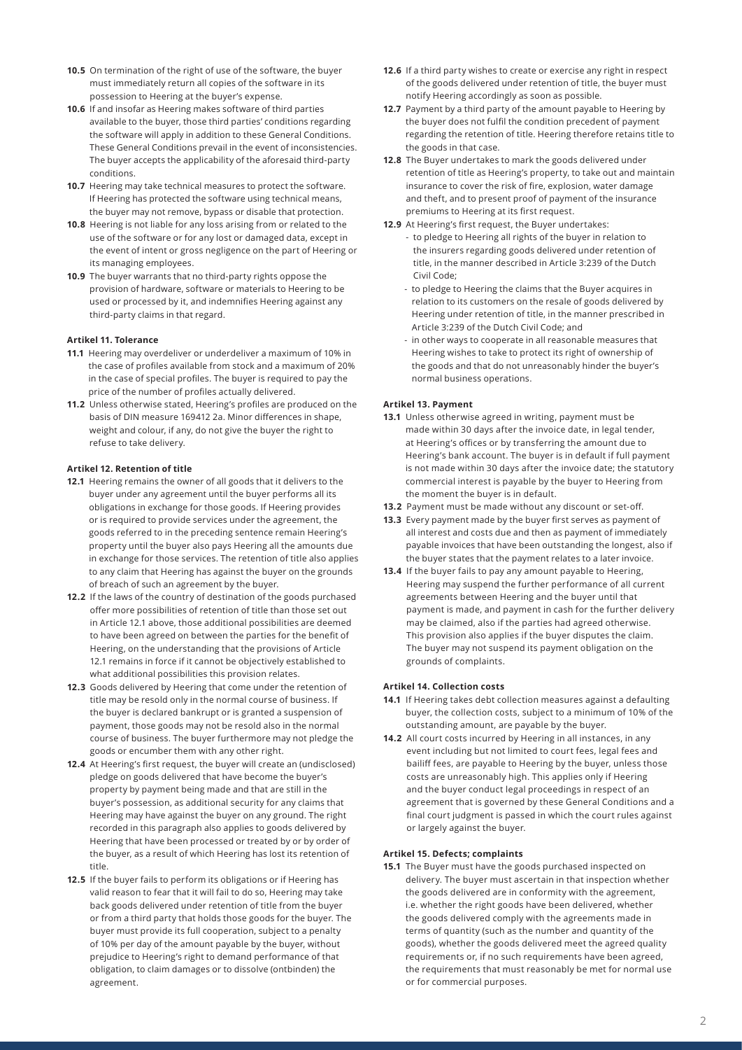**10.5** On termination of the right of use of the software, the buyer must immediately return all copies of the software in its possession to Heering at the buyer's expense.

**10.6** If and insofar as Heering makes software of third parties available to the buyer, those third parties' conditions regarding the software will apply in addition to these General Conditions. These General Conditions prevail in the event of inconsistencies. The buyer accepts the applicability of the aforesaid third-party conditions.

**10.7** Heering may take technical measures to protect the software. If Heering has protected the software using technical means, the buyer may not remove, bypass or disable that protection.

**10.8** Heering is not liable for any loss arising from or related to the use of the software or for any lost or damaged data, except in the event of intent or gross negligence on the part of Heering or its managing employees.

**10.9** The buyer warrants that no third-party rights oppose the provision of hardware, software or materials to Heering to be used or processed by it, and indemnifies Heering against any third-party claims in that regard.

**Artikel 11. Tolerance**

**11.1** Heering may overdeliver or underdeliver a maximum of 10% in the case of profiles available from stock and a maximum of 20% in the case of special profiles. The buyer is required to pay the price of the number of profiles actually delivered.

**11.2** Unless otherwise stated, Heering's profiles are produced on the basis of DIN measure 169412 2a. Minor differences in shape, weight and colour, if any, do not give the buyer the right to refuse to take delivery.

**Artikel 12. Retention of title**

**12.1** Heering remains the owner of all goods that it delivers to the buyer under any agreement until the buyer performs all its obligations in exchange for those goods. If Heering provides or is required to provide services under the agreement, the goods referred to in the preceding sentence remain Heering's property until the buyer also pays Heering all the amounts due in exchange for those services. The retention of title also applies to any claim that Heering has against the buyer on the grounds of breach of such an agreement by the buyer.

**12.2** If the laws of the country of destination of the goods purchased offer more possibilities of retention of title than those set out in Article 12.1 above, those additional possibilities are deemed to have been agreed on between the parties for the benefit of Heering, on the understanding that the provisions of Article 12.1 remains in force if it cannot be objectively established to what additional possibilities this provision relates.

**12.3** Goods delivered by Heering that come under the retention of title may be resold only in the normal course of business. If the buyer is declared bankrupt or is granted a suspension of payment, those goods may not be resold also in the normal course of business. The buyer furthermore may not pledge the goods or encumber them with any other right.

**12.4** At Heering's first request, the buyer will create an (undisclosed) pledge on goods delivered that have become the buyer's property by payment being made and that are still in the buyer's possession, as additional security for any claims that Heering may have against the buyer on any ground. The right recorded in this paragraph also applies to goods delivered by Heering that have been processed or treated by or by order of the buyer, as a result of which Heering has lost its retention of title.

**12.5** If the buyer fails to perform its obligations or if Heering has valid reason to fear that it will fail to do so, Heering may take back goods delivered under retention of title from the buyer or from a third party that holds those goods for the buyer. The buyer must provide its full cooperation, subject to a penalty of 10% per day of the amount payable by the buyer, without prejudice to Heering's right to demand performance of that obligation, to claim damages or to dissolve (ontbinden) the agreement.

**12.6** If a third party wishes to create or exercise any right in respect of the goods delivered under retention of title, the buyer must notify Heering accordingly as soon as possible.

**12.7** Payment by a third party of the amount payable to Heering by the buyer does not fulfil the condition precedent of payment regarding the retention of title. Heering therefore retains title to the goods in that case.

**12.8** The Buyer undertakes to mark the goods delivered under retention of title as Heering's property, to take out and maintain insurance to cover the risk of fire, explosion, water damage and theft, and to present proof of payment of the insurance premiums to Heering at its first request.

**12.9** At Heering's first request, the Buyer undertakes:

- to pledge to Heering all rights of the buyer in relation to the insurers regarding goods delivered under retention of title, in the manner described in Article 3:239 of the Dutch Civil Code;
- to pledge to Heering the claims that the Buyer acquires in relation to its customers on the resale of goods delivered by Heering under retention of title, in the manner prescribed in Article 3:239 of the Dutch Civil Code; and
- in other ways to cooperate in all reasonable measures that Heering wishes to take to protect its right of ownership of the goods and that do not unreasonably hinder the buyer's normal business operations.

**Artikel 13. Payment**

**13.1** Unless otherwise agreed in writing, payment must be made within 30 days after the invoice date, in legal tender, at Heering's offices or by transferring the amount due to Heering's bank account. The buyer is in default if full payment is not made within 30 days after the invoice date; the statutory commercial interest is payable by the buyer to Heering from the moment the buyer is in default.

**13.2** Payment must be made without any discount or set-off.

**13.3** Every payment made by the buyer first serves as payment of all interest and costs due and then as payment of immediately payable invoices that have been outstanding the longest, also if the buyer states that the payment relates to a later invoice.

**13.4** If the buyer fails to pay any amount payable to Heering, Heering may suspend the further performance of all current agreements between Heering and the buyer until that payment is made, and payment in cash for the further delivery may be claimed, also if the parties had agreed otherwise. This provision also applies if the buyer disputes the claim. The buyer may not suspend its payment obligation on the grounds of complaints.

**Artikel 14. Collection costs**

**14.1** If Heering takes debt collection measures against a defaulting buyer, the collection costs, subject to a minimum of 10% of the outstanding amount, are payable by the buyer.

**14.2** All court costs incurred by Heering in all instances, in any event including but not limited to court fees, legal fees and bailiff fees, are payable to Heering by the buyer, unless those costs are unreasonably high. This applies only if Heering and the buyer conduct legal proceedings in respect of an agreement that is governed by these General Conditions and a final court judgment is passed in which the court rules against or largely against the buyer.

**Artikel 15. Defects; complaints**

**15.1** The Buyer must have the goods purchased inspected on delivery. The buyer must ascertain in that inspection whether the goods delivered are in conformity with the agreement, i.e. whether the right goods have been delivered, whether the goods delivered comply with the agreements made in terms of quantity (such as the number and quantity of the goods), whether the goods delivered meet the agreed quality requirements or, if no such requirements have been agreed, the requirements that must reasonably be met for normal use or for commercial purposes.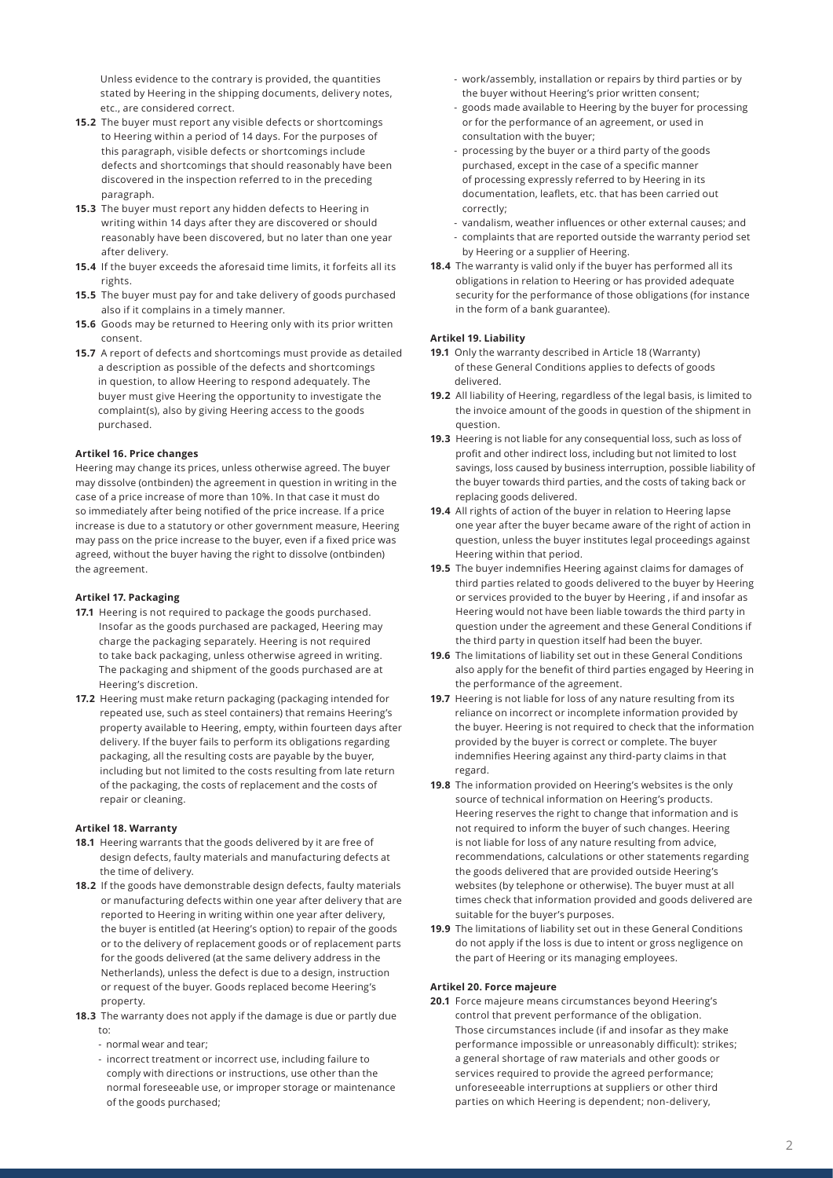Unless evidence to the contrary is provided, the quantities stated by Heering in the shipping documents, delivery notes, etc., are considered correct.

**15.2** The buyer must report any visible defects or shortcomings to Heering within a period of 14 days. For the purposes of this paragraph, visible defects or shortcomings include defects and shortcomings that should reasonably have been discovered in the inspection referred to in the preceding paragraph.

**15.3** The buyer must report any hidden defects to Heering in writing within 14 days after they are discovered or should reasonably have been discovered, but no later than one year after delivery.

**15.4** If the buyer exceeds the aforesaid time limits, it forfeits all its rights.

**15.5** The buyer must pay for and take delivery of goods purchased also if it complains in a timely manner.

**15.6** Goods may be returned to Heering only with its prior written consent.

**15.7** A report of defects and shortcomings must provide as detailed a description as possible of the defects and shortcomings in question, to allow Heering to respond adequately. The buyer must give Heering the opportunity to investigate the complaint(s), also by giving Heering access to the goods purchased.

**Artikel 16. Price changes**

Heering may change its prices, unless otherwise agreed. The buyer may dissolve (ontbinden) the agreement in question in writing in the case of a price increase of more than 10%. In that case it must do so immediately after being notified of the price increase. If a price increase is due to a statutory or other government measure, Heering may pass on the price increase to the buyer, even if a fixed price was agreed, without the buyer having the right to dissolve (ontbinden) the agreement.

**Artikel 17. Packaging**

**17.1** Heering is not required to package the goods purchased. Insofar as the goods purchased are packaged, Heering may charge the packaging separately. Heering is not required to take back packaging, unless otherwise agreed in writing. The packaging and shipment of the goods purchased are at Heering's discretion.

**17.2** Heering must make return packaging (packaging intended for repeated use, such as steel containers) that remains Heering's property available to Heering, empty, within fourteen days after delivery. If the buyer fails to perform its obligations regarding packaging, all the resulting costs are payable by the buyer, including but not limited to the costs resulting from late return of the packaging, the costs of replacement and the costs of repair or cleaning.

**Artikel 18. Warranty**

**18.1** Heering warrants that the goods delivered by it are free of design defects, faulty materials and manufacturing defects at the time of delivery.

**18.2** If the goods have demonstrable design defects, faulty materials or manufacturing defects within one year after delivery that are reported to Heering in writing within one year after delivery, the buyer is entitled (at Heering's option) to repair of the goods or to the delivery of replacement goods or of replacement parts for the goods delivered (at the same delivery address in the Netherlands), unless the defect is due to a design, instruction or request of the buyer. Goods replaced become Heering's property.

**18.3** The warranty does not apply if the damage is due or partly due to:

- normal wear and tear;
- incorrect treatment or incorrect use, including failure to comply with directions or instructions, use other than the normal foreseeable use, or improper storage or maintenance of the goods purchased;
- work/assembly, installation or repairs by third parties or by the buyer without Heering's prior written consent;
- goods made available to Heering by the buyer for processing or for the performance of an agreement, or used in consultation with the buyer;
- processing by the buyer or a third party of the goods purchased, except in the case of a specific manner of processing expressly referred to by Heering in its documentation, leaflets, etc. that has been carried out correctly;
- vandalism, weather influences or other external causes; and
- complaints that are reported outside the warranty period set by Heering or a supplier of Heering.

**18.4** The warranty is valid only if the buyer has performed all its obligations in relation to Heering or has provided adequate security for the performance of those obligations (for instance in the form of a bank guarantee).

**Artikel 19. Liability**

**19.1** Only the warranty described in Article 18 (Warranty) of these General Conditions applies to defects of goods delivered.

**19.2** All liability of Heering, regardless of the legal basis, is limited to the invoice amount of the goods in question of the shipment in question.

**19.3** Heering is not liable for any consequential loss, such as loss of profit and other indirect loss, including but not limited to lost savings, loss caused by business interruption, possible liability of the buyer towards third parties, and the costs of taking back or replacing goods delivered.

**19.4** All rights of action of the buyer in relation to Heering lapse one year after the buyer became aware of the right of action in question, unless the buyer institutes legal proceedings against Heering within that period.

**19.5** The buyer indemnifies Heering against claims for damages of third parties related to goods delivered to the buyer by Heering or services provided to the buyer by Heering , if and insofar as Heering would not have been liable towards the third party in question under the agreement and these General Conditions if the third party in question itself had been the buyer.

**19.6** The limitations of liability set out in these General Conditions also apply for the benefit of third parties engaged by Heering in the performance of the agreement.

**19.7** Heering is not liable for loss of any nature resulting from its reliance on incorrect or incomplete information provided by the buyer. Heering is not required to check that the information provided by the buyer is correct or complete. The buyer indemnifies Heering against any third-party claims in that regard.

**19.8** The information provided on Heering's websites is the only source of technical information on Heering's products. Heering reserves the right to change that information and is not required to inform the buyer of such changes. Heering is not liable for loss of any nature resulting from advice, recommendations, calculations or other statements regarding the goods delivered that are provided outside Heering's websites (by telephone or otherwise). The buyer must at all times check that information provided and goods delivered are suitable for the buyer's purposes.

**19.9** The limitations of liability set out in these General Conditions do not apply if the loss is due to intent or gross negligence on the part of Heering or its managing employees.

**Artikel 20. Force majeure**

**20.1** Force majeure means circumstances beyond Heering's control that prevent performance of the obligation. Those circumstances include (if and insofar as they make performance impossible or unreasonably difficult): strikes; a general shortage of raw materials and other goods or services required to provide the agreed performance; unforeseeable interruptions at suppliers or other third parties on which Heering is dependent; non-delivery,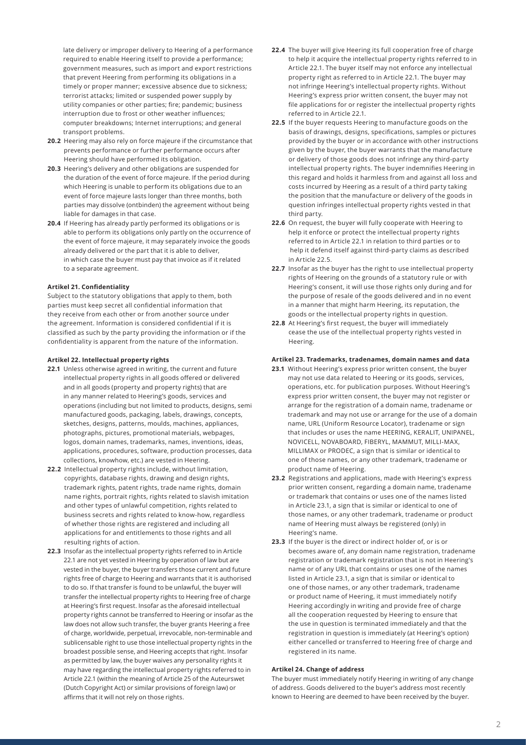late delivery or improper delivery to Heering of a performance required to enable Heering itself to provide a performance; government measures, such as import and export restrictions that prevent Heering from performing its obligations in a timely or proper manner; excessive absence due to sickness; terrorist attacks; limited or suspended power supply by utility companies or other parties; fire; pandemic; business interruption due to frost or other weather influences; computer breakdowns; Internet interruptions; and general transport problems.

**20.2** Heering may also rely on force majeure if the circumstance that prevents performance or further performance occurs after Heering should have performed its obligation.

**20.3** Heering's delivery and other obligations are suspended for the duration of the event of force majeure. If the period during which Heering is unable to perform its obligations due to an event of force majeure lasts longer than three months, both parties may dissolve (ontbinden) the agreement without being liable for damages in that case.

**20.4** If Heering has already partly performed its obligations or is able to perform its obligations only partly on the occurrence of the event of force majeure, it may separately invoice the goods already delivered or the part that it is able to deliver, in which case the buyer must pay that invoice as if it related to a separate agreement.

**Artikel 21. Confidentiality**

Subject to the statutory obligations that apply to them, both parties must keep secret all confidential information that they receive from each other or from another source under the agreement. Information is considered confidential if it is classified as such by the party providing the information or if the confidentiality is apparent from the nature of the information.

**Artikel 22. Intellectual property rights**

**22.1** Unless otherwise agreed in writing, the current and future intellectual property rights in all goods offered or delivered and in all goods (property and property rights) that are in any manner related to Heering's goods, services and operations (including but not limited to products, designs, semi manufactured goods, packaging, labels, drawings, concepts, sketches, designs, patterns, moulds, machines, appliances, photographs, pictures, promotional materials, webpages, logos, domain names, trademarks, names, inventions, ideas, applications, procedures, software, production processes, data collections, knowhow, etc.) are vested in Heering.

**22.2** Intellectual property rights include, without limitation, copyrights, database rights, drawing and design rights, trademark rights, patent rights, trade name rights, domain name rights, portrait rights, rights related to slavish imitation and other types of unlawful competition, rights related to business secrets and rights related to know-how, regardless of whether those rights are registered and including all applications for and entitlements to those rights and all resulting rights of action.

**22.3** Insofar as the intellectual property rights referred to in Article 22.1 are not yet vested in Heering by operation of law but are vested in the buyer, the buyer transfers those current and future rights free of charge to Heering and warrants that it is authorised to do so. If that transfer is found to be unlawful, the buyer will transfer the intellectual property rights to Heering free of charge at Heering's first request. Insofar as the aforesaid intellectual property rights cannot be transferred to Heering or insofar as the law does not allow such transfer, the buyer grants Heering a free of charge, worldwide, perpetual, irrevocable, non-terminable and sublicensable right to use those intellectual property rights in the broadest possible sense, and Heering accepts that right. Insofar as permitted by law, the buyer waives any personality rights it may have regarding the intellectual property rights referred to in Article 22.1 (within the meaning of Article 25 of the Auteurswet (Dutch Copyright Act) or similar provisions of foreign law) or affirms that it will not rely on those rights.

**22.4** The buyer will give Heering its full cooperation free of charge to help it acquire the intellectual property rights referred to in Article 22.1. The buyer itself may not enforce any intellectual property right as referred to in Article 22.1. The buyer may not infringe Heering's intellectual property rights. Without Heering's express prior written consent, the buyer may not file applications for or register the intellectual property rights referred to in Article 22.1.

**22.5** If the buyer requests Heering to manufacture goods on the basis of drawings, designs, specifications, samples or pictures provided by the buyer or in accordance with other instructions given by the buyer, the buyer warrants that the manufacture or delivery of those goods does not infringe any third-party intellectual property rights. The buyer indemnifies Heering in this regard and holds it harmless from and against all loss and costs incurred by Heering as a result of a third party taking the position that the manufacture or delivery of the goods in question infringes intellectual property rights vested in that third party.

**22.6** On request, the buyer will fully cooperate with Heering to help it enforce or protect the intellectual property rights referred to in Article 22.1 in relation to third parties or to help it defend itself against third-party claims as described in Article 22.5.

**22.7** Insofar as the buyer has the right to use intellectual property rights of Heering on the grounds of a statutory rule or with Heering's consent, it will use those rights only during and for the purpose of resale of the goods delivered and in no event in a manner that might harm Heering, its reputation, the goods or the intellectual property rights in question.

**22.8** At Heering's first request, the buyer will immediately cease the use of the intellectual property rights vested in Heering.

**Artikel 23. Trademarks, tradenames, domain names and data**

**23.1** Without Heering's express prior written consent, the buyer may not use data related to Heering or its goods, services, operations, etc. for publication purposes. Without Heering's express prior written consent, the buyer may not register or arrange for the registration of a domain name, tradename or trademark and may not use or arrange for the use of a domain name, URL (Uniform Resource Locator), tradename or sign that includes or uses the name HEERING, KERALIT, UNIPANEL, NOVICELL, NOVABOARD, FIBERYL, MAMMUT, MILLI-MAX, MILLIMAX or PRODEC, a sign that is similar or identical to one of those names, or any other trademark, tradename or product name of Heering.

**23.2** Registrations and applications, made with Heering's express prior written consent, regarding a domain name, tradename or trademark that contains or uses one of the names listed in Article 23.1, a sign that is similar or identical to one of those names, or any other trademark, tradename or product name of Heering must always be registered (only) in Heering's name.

**23.3** If the buyer is the direct or indirect holder of, or is or becomes aware of, any domain name registration, tradename registration or trademark registration that is not in Heering's name or of any URL that contains or uses one of the names listed in Article 23.1, a sign that is similar or identical to one of those names, or any other trademark, tradename or product name of Heering, it must immediately notify Heering accordingly in writing and provide free of charge all the cooperation requested by Heering to ensure that the use in question is terminated immediately and that the registration in question is immediately (at Heering's option) either cancelled or transferred to Heering free of charge and registered in its name.

**Artikel 24. Change of address**

The buyer must immediately notify Heering in writing of any change of address. Goods delivered to the buyer's address most recently known to Heering are deemed to have been received by the buyer.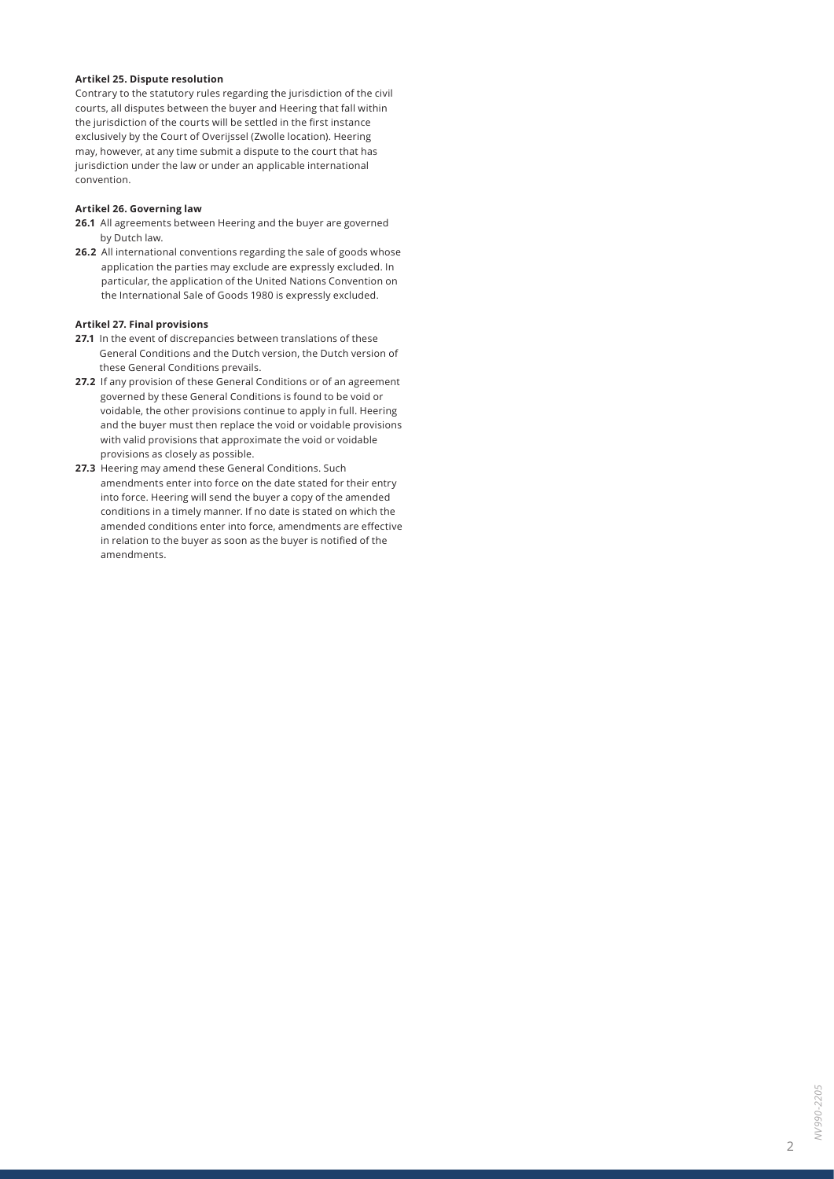**Artikel 25. Dispute resolution**

Contrary to the statutory rules regarding the jurisdiction of the civil courts, all disputes between the buyer and Heering that fall within the jurisdiction of the courts will be settled in the first instance exclusively by the Court of Overijssel (Zwolle location). Heering may, however, at any time submit a dispute to the court that has jurisdiction under the law or under an applicable international convention.

**Artikel 26. Governing law**

**26.1** All agreements between Heering and the buyer are governed by Dutch law.

**26.2** All international conventions regarding the sale of goods whose application the parties may exclude are expressly excluded. In particular, the application of the United Nations Convention on the International Sale of Goods 1980 is expressly excluded.

**Artikel 27. Final provisions**

**27.1** In the event of discrepancies between translations of these General Conditions and the Dutch version, the Dutch version of these General Conditions prevails.

**27.2** If any provision of these General Conditions or of an agreement governed by these General Conditions is found to be void or voidable, the other provisions continue to apply in full. Heering and the buyer must then replace the void or voidable provisions with valid provisions that approximate the void or voidable provisions as closely as possible.

**27.3** Heering may amend these General Conditions. Such amendments enter into force on the date stated for their entry into force. Heering will send the buyer a copy of the amended conditions in a timely manner. If no date is stated on which the amended conditions enter into force, amendments are effective in relation to the buyer as soon as the buyer is notified of the amendments.

*NV990-2205*